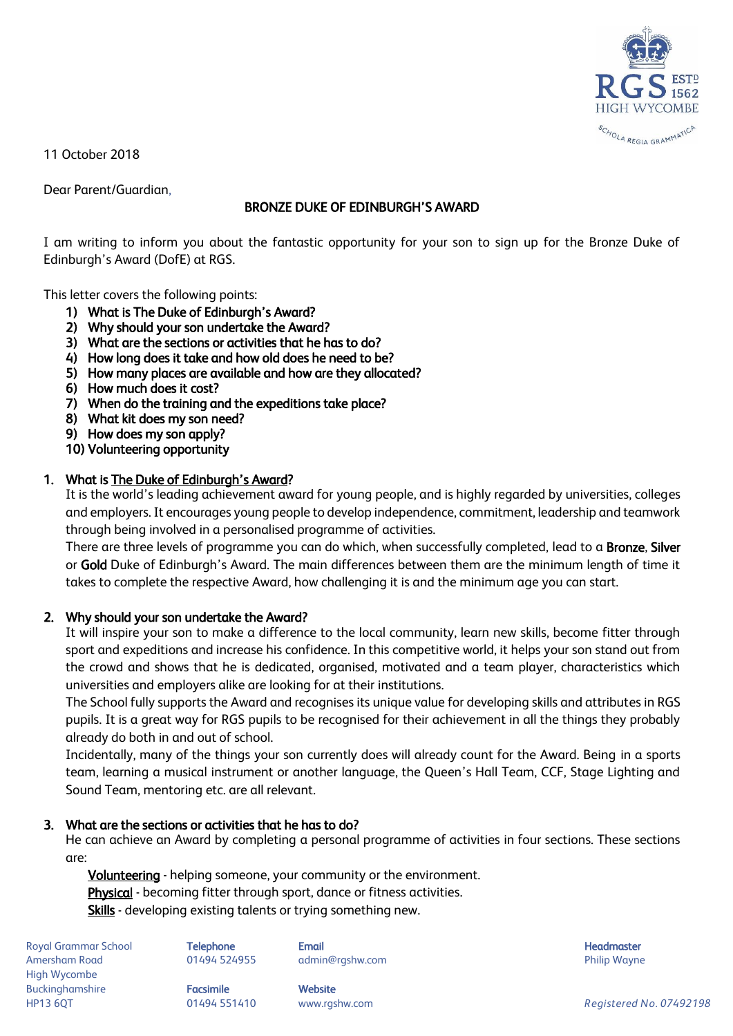11 October 2018

Dear Parent/Guardian,

## BRONZE DUKE OF EDINBURGH'S AWARD

I am writing to inform you about the fantastic opportunity for your son to sign up for the Bronze Duke of Edinburgh's Award (DofE) at RGS.

This letter covers the following points:

1) What is The Duke of Edinburgh's Award?
2) Why should your son undertake the Award?
3) What are the sections or activities that he has to do?
4) How long does it take and how old does he need to be?
5) How many places are available and how are they allocated?
6) How much does it cost?
7) When do the training and the expeditions take place?
8) What kit does my son need?
9) How does my son apply?
10) Volunteering opportunity

### 1. What is The Duke of Edinburgh's Award?

It is the world's leading achievement award for young people, and is highly regarded by universities, colleges and employers. It encourages young people to develop independence, commitment, leadership and teamwork through being involved in a personalised programme of activities.

There are three levels of programme you can do which, when successfully completed, lead to a **Bronze**, **Silver** or **Gold** Duke of Edinburgh's Award. The main differences between them are the minimum length of time it takes to complete the respective Award, how challenging it is and the minimum age you can start.

### 2. Why should your son undertake the Award?

It will inspire your son to make a difference to the local community, learn new skills, become fitter through sport and expeditions and increase his confidence. In this competitive world, it helps your son stand out from the crowd and shows that he is dedicated, organised, motivated and a team player, characteristics which universities and employers alike are looking for at their institutions.

The School fully supports the Award and recognises its unique value for developing skills and attributes in RGS pupils. It is a great way for RGS pupils to be recognised for their achievement in all the things they probably already do both in and out of school.

Incidentally, many of the things your son currently does will already count for the Award. Being in a sports team, learning a musical instrument or another language, the Queen's Hall Team, CCF, Stage Lighting and Sound Team, mentoring etc. are all relevant.

### 3. What are the sections or activities that he has to do?

He can achieve an Award by completing a personal programme of activities in four sections. These sections are:

<u>Volunteering</u> - helping someone, your community or the environment.
<u>Physical</u> - becoming fitter through sport, dance or fitness activities.
<u>Skills</u> - developing existing talents or trying something new.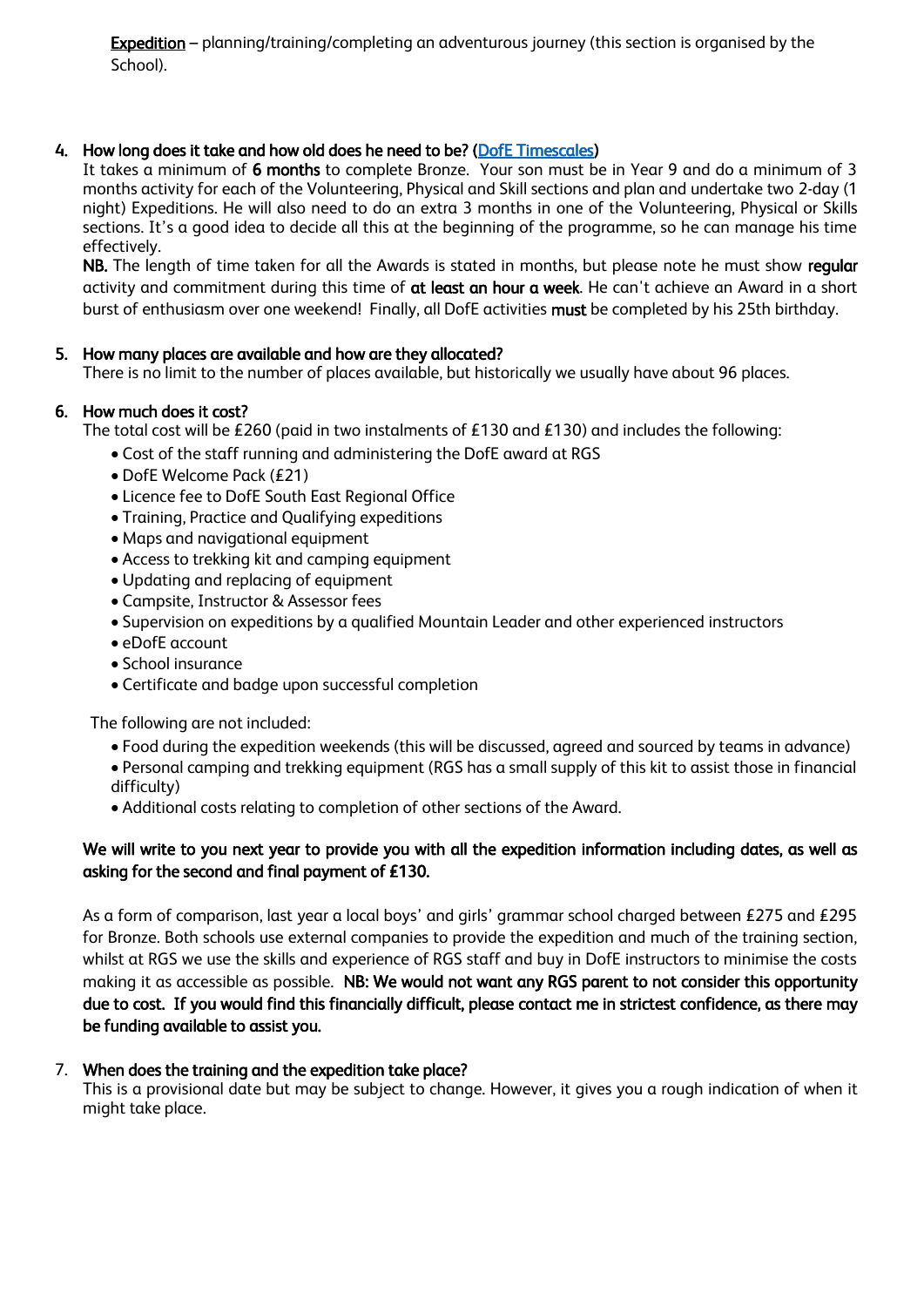**Expedition** – planning/training/completing an adventurous journey (this section is organised by the School).

4. **How long does it take and how old does he need to be? ([DofE Timescales](DofE Timescales))**

   It takes a minimum of **6 months** to complete Bronze. Your son must be in Year 9 and do a minimum of 3 months activity for each of the Volunteering, Physical and Skill sections and plan and undertake two 2-day (1 night) Expeditions. He will also need to do an extra 3 months in one of the Volunteering, Physical or Skills sections. It's a good idea to decide all this at the beginning of the programme, so he can manage his time effectively.

   **NB.** The length of time taken for all the Awards is stated in months, but please note he must show **regular** activity and commitment during this time of **at least an hour a week**. He can't achieve an Award in a short burst of enthusiasm over one weekend! Finally, all DofE activities **must** be completed by his 25th birthday.

5. **How many places are available and how are they allocated?**

   There is no limit to the number of places available, but historically we usually have about 96 places.

6. **How much does it cost?**

   The total cost will be £260 (paid in two instalments of £130 and £130) and includes the following:

   - Cost of the staff running and administering the DofE award at RGS
   - DofE Welcome Pack (£21)
   - Licence fee to DofE South East Regional Office
   - Training, Practice and Qualifying expeditions
   - Maps and navigational equipment
   - Access to trekking kit and camping equipment
   - Updating and replacing of equipment
   - Campsite, Instructor & Assessor fees
   - Supervision on expeditions by a qualified Mountain Leader and other experienced instructors
   - eDofE account
   - School insurance
   - Certificate and badge upon successful completion

   The following are not included:

   - Food during the expedition weekends (this will be discussed, agreed and sourced by teams in advance)
   - Personal camping and trekking equipment (RGS has a small supply of this kit to assist those in financial difficulty)
   - Additional costs relating to completion of other sections of the Award.

   **We will write to you next year to provide you with all the expedition information including dates, as well as asking for the second and final payment of £130.**

   As a form of comparison, last year a local boys' and girls' grammar school charged between £275 and £295 for Bronze. Both schools use external companies to provide the expedition and much of the training section, whilst at RGS we use the skills and experience of RGS staff and buy in DofE instructors to minimise the costs making it as accessible as possible. **NB: We would not want any RGS parent to not consider this opportunity due to cost. If you would find this financially difficult, please contact me in strictest confidence, as there may be funding available to assist you.**

7. **When does the training and the expedition take place?**

   This is a provisional date but may be subject to change. However, it gives you a rough indication of when it might take place.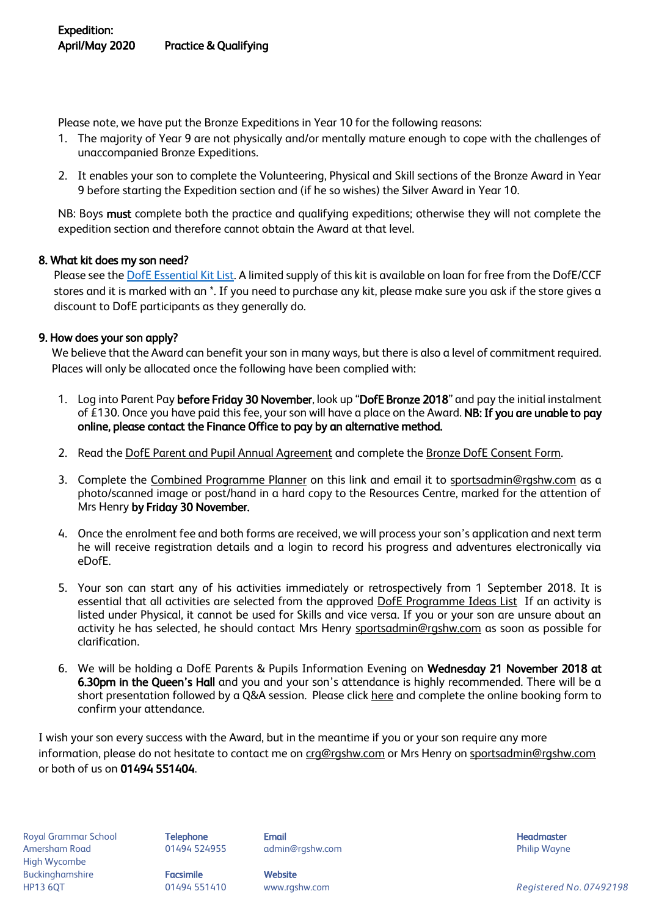**Expedition:**
**April/May 2020** **Practice & Qualifying**

Please note, we have put the Bronze Expeditions in Year 10 for the following reasons:

1. The majority of Year 9 are not physically and/or mentally mature enough to cope with the challenges of unaccompanied Bronze Expeditions.

2. It enables your son to complete the Volunteering, Physical and Skill sections of the Bronze Award in Year 9 before starting the Expedition section and (if he so wishes) the Silver Award in Year 10.

NB: Boys **must** complete both the practice and qualifying expeditions; otherwise they will not complete the expedition section and therefore cannot obtain the Award at that level.

### 8. What kit does my son need?

Please see the DofE Essential Kit List. A limited supply of this kit is available on loan for free from the DofE/CCF stores and it is marked with an *. If you need to purchase any kit, please make sure you ask if the store gives a discount to DofE participants as they generally do.

### 9. How does your son apply?

We believe that the Award can benefit your son in many ways, but there is also a level of commitment required. Places will only be allocated once the following have been complied with:

1. Log into Parent Pay **before Friday 30 November**, look up "**DofE Bronze 2018**" and pay the initial instalment of £130. Once you have paid this fee, your son will have a place on the Award. **NB: If you are unable to pay online, please contact the Finance Office to pay by an alternative method.**

2. Read the DofE Parent and Pupil Annual Agreement and complete the Bronze DofE Consent Form.

3. Complete the Combined Programme Planner on this link and email it to sportsadmin@rgshw.com as a photo/scanned image or post/hand in a hard copy to the Resources Centre, marked for the attention of Mrs Henry **by Friday 30 November.**

4. Once the enrolment fee and both forms are received, we will process your son's application and next term he will receive registration details and a login to record his progress and adventures electronically via eDofE.

5. Your son can start any of his activities immediately or retrospectively from 1 September 2018. It is essential that all activities are selected from the approved DofE Programme Ideas List If an activity is listed under Physical, it cannot be used for Skills and vice versa. If you or your son are unsure about an activity he has selected, he should contact Mrs Henry sportsadmin@rgshw.com as soon as possible for clarification.

6. We will be holding a DofE Parents & Pupils Information Evening on **Wednesday 21 November 2018 at 6.30pm in the Queen's Hall** and you and your son's attendance is highly recommended. There will be a short presentation followed by a Q&A session. Please click here and complete the online booking form to confirm your attendance.

I wish your son every success with the Award, but in the meantime if you or your son require any more information, please do not hesitate to contact me on crg@rgshw.com or Mrs Henry on sportsadmin@rgshw.com or both of us on **01494 551404**.

Royal Grammar School
Amersham Road
High Wycombe
Buckinghamshire
HP13 6QT

**Telephone**
01494 524955

**Facsimile**
01494 551410

**Email**
admin@rgshw.com

**Website**
www.rgshw.com

**Headmaster**
Philip Wayne

*Registered No. 07492198*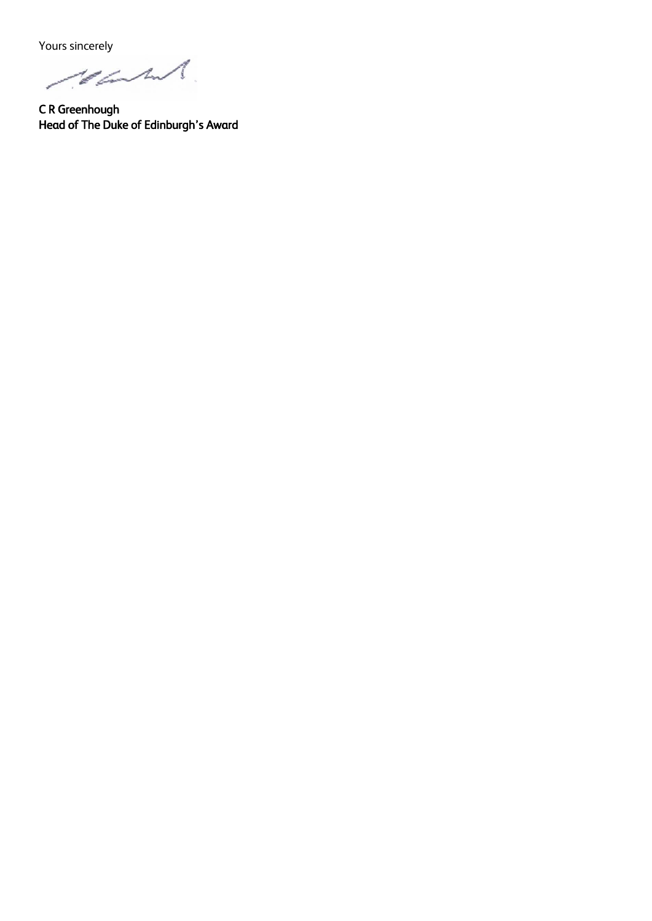Yours sincerely

**C R Greenhough**
**Head of The Duke of Edinburgh's Award**